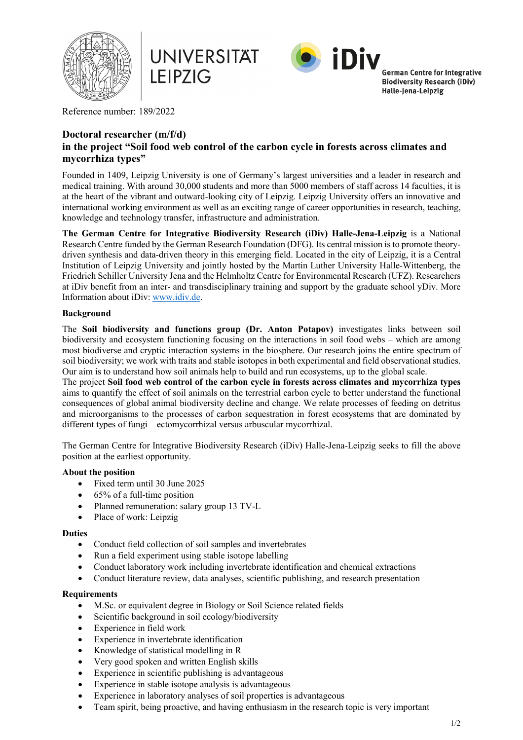UNIVERSITÄT LEIPZIG

iDiv German Centre for Integrative Biodiversity Research (iDiv) Halle-Jena-Leipzig

Reference number: 189/2022

## Doctoral researcher (m/f/d) in the project "Soil food web control of the carbon cycle in forests across climates and mycorrhiza types"

Founded in 1409, Leipzig University is one of Germany's largest universities and a leader in research and medical training. With around 30,000 students and more than 5000 members of staff across 14 faculties, it is at the heart of the vibrant and outward-looking city of Leipzig. Leipzig University offers an innovative and international working environment as well as an exciting range of career opportunities in research, teaching, knowledge and technology transfer, infrastructure and administration.

**The German Centre for Integrative Biodiversity Research (iDiv) Halle-Jena-Leipzig** is a National Research Centre funded by the German Research Foundation (DFG). Its central mission is to promote theory-driven synthesis and data-driven theory in this emerging field. Located in the city of Leipzig, it is a Central Institution of Leipzig University and jointly hosted by the Martin Luther University Halle-Wittenberg, the Friedrich Schiller University Jena and the Helmholtz Centre for Environmental Research (UFZ). Researchers at iDiv benefit from an inter- and transdisciplinary training and support by the graduate school yDiv. More Information about iDiv: www.idiv.de.

### Background

The **Soil biodiversity and functions group (Dr. Anton Potapov)** investigates links between soil biodiversity and ecosystem functioning focusing on the interactions in soil food webs – which are among most biodiverse and cryptic interaction systems in the biosphere. Our research joins the entire spectrum of soil biodiversity; we work with traits and stable isotopes in both experimental and field observational studies. Our aim is to understand how soil animals help to build and run ecosystems, up to the global scale.
The project **Soil food web control of the carbon cycle in forests across climates and mycorrhiza types** aims to quantify the effect of soil animals on the terrestrial carbon cycle to better understand the functional consequences of global animal biodiversity decline and change. We relate processes of feeding on detritus and microorganisms to the processes of carbon sequestration in forest ecosystems that are dominated by different types of fungi – ectomycorrhizal versus arbuscular mycorrhizal.

The German Centre for Integrative Biodiversity Research (iDiv) Halle-Jena-Leipzig seeks to fill the above position at the earliest opportunity.

### About the position

- Fixed term until 30 June 2025
- 65% of a full-time position
- Planned remuneration: salary group 13 TV-L
- Place of work: Leipzig

### Duties

- Conduct field collection of soil samples and invertebrates
- Run a field experiment using stable isotope labelling
- Conduct laboratory work including invertebrate identification and chemical extractions
- Conduct literature review, data analyses, scientific publishing, and research presentation

### Requirements

- M.Sc. or equivalent degree in Biology or Soil Science related fields
- Scientific background in soil ecology/biodiversity
- Experience in field work
- Experience in invertebrate identification
- Knowledge of statistical modelling in R
- Very good spoken and written English skills
- Experience in scientific publishing is advantageous
- Experience in stable isotope analysis is advantageous
- Experience in laboratory analyses of soil properties is advantageous
- Team spirit, being proactive, and having enthusiasm in the research topic is very important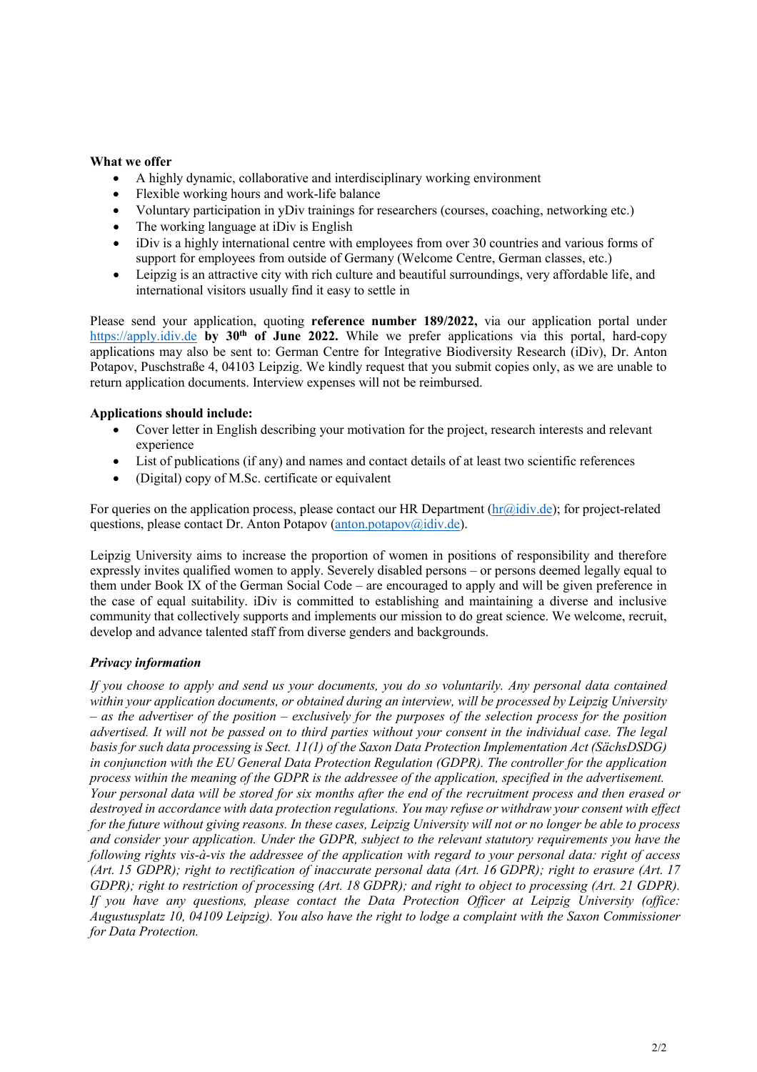**What we offer**

- A highly dynamic, collaborative and interdisciplinary working environment
- Flexible working hours and work-life balance
- Voluntary participation in yDiv trainings for researchers (courses, coaching, networking etc.)
- The working language at iDiv is English
- iDiv is a highly international centre with employees from over 30 countries and various forms of support for employees from outside of Germany (Welcome Centre, German classes, etc.)
- Leipzig is an attractive city with rich culture and beautiful surroundings, very affordable life, and international visitors usually find it easy to settle in

Please send your application, quoting **reference number 189/2022,** via our application portal under https://apply.idiv.de **by 30th of June 2022.** While we prefer applications via this portal, hard-copy applications may also be sent to: German Centre for Integrative Biodiversity Research (iDiv), Dr. Anton Potapov, Puschstraße 4, 04103 Leipzig. We kindly request that you submit copies only, as we are unable to return application documents. Interview expenses will not be reimbursed.

**Applications should include:**

- Cover letter in English describing your motivation for the project, research interests and relevant experience
- List of publications (if any) and names and contact details of at least two scientific references
- (Digital) copy of M.Sc. certificate or equivalent

For queries on the application process, please contact our HR Department (hr@idiv.de); for project-related questions, please contact Dr. Anton Potapov (anton.potapov@idiv.de).

Leipzig University aims to increase the proportion of women in positions of responsibility and therefore expressly invites qualified women to apply. Severely disabled persons – or persons deemed legally equal to them under Book IX of the German Social Code – are encouraged to apply and will be given preference in the case of equal suitability. iDiv is committed to establishing and maintaining a diverse and inclusive community that collectively supports and implements our mission to do great science. We welcome, recruit, develop and advance talented staff from diverse genders and backgrounds.

***Privacy information***

*If you choose to apply and send us your documents, you do so voluntarily. Any personal data contained within your application documents, or obtained during an interview, will be processed by Leipzig University – as the advertiser of the position – exclusively for the purposes of the selection process for the position advertised. It will not be passed on to third parties without your consent in the individual case. The legal basis for such data processing is Sect. 11(1) of the Saxon Data Protection Implementation Act (SächsDSDG) in conjunction with the EU General Data Protection Regulation (GDPR). The controller for the application process within the meaning of the GDPR is the addressee of the application, specified in the advertisement. Your personal data will be stored for six months after the end of the recruitment process and then erased or destroyed in accordance with data protection regulations. You may refuse or withdraw your consent with effect for the future without giving reasons. In these cases, Leipzig University will not or no longer be able to process and consider your application. Under the GDPR, subject to the relevant statutory requirements you have the following rights vis-à-vis the addressee of the application with regard to your personal data: right of access (Art. 15 GDPR); right to rectification of inaccurate personal data (Art. 16 GDPR); right to erasure (Art. 17 GDPR); right to restriction of processing (Art. 18 GDPR); and right to object to processing (Art. 21 GDPR). If you have any questions, please contact the Data Protection Officer at Leipzig University (office: Augustusplatz 10, 04109 Leipzig). You also have the right to lodge a complaint with the Saxon Commissioner for Data Protection.*